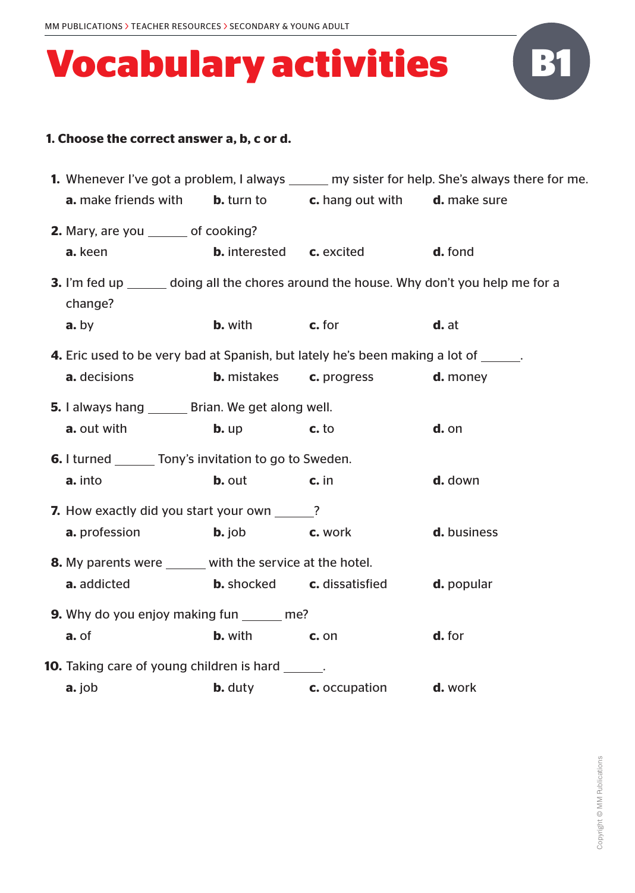# Vocabulary activities

**B1**

**1. Choose the correct answer a, b, c or d.**

1. Whenever I've got a problem, I always ______ my sister for help. She's always there for me.
   **a.** make friends with **b.** turn to **c.** hang out with **d.** make sure

2. Mary, are you ______ of cooking?
   **a.** keen **b.** interested **c.** excited **d.** fond

3. I'm fed up ______ doing all the chores around the house. Why don't you help me for a change?
   **a.** by **b.** with **c.** for **d.** at

4. Eric used to be very bad at Spanish, but lately he's been making a lot of ______.
   **a.** decisions **b.** mistakes **c.** progress **d.** money

5. I always hang ______ Brian. We get along well.
   **a.** out with **b.** up **c.** to **d.** on

6. I turned ______ Tony's invitation to go to Sweden.
   **a.** into **b.** out **c.** in **d.** down

7. How exactly did you start your own ______?
   **a.** profession **b.** job **c.** work **d.** business

8. My parents were ______ with the service at the hotel.
   **a.** addicted **b.** shocked **c.** dissatisfied **d.** popular

9. Why do you enjoy making fun ______ me?
   **a.** of **b.** with **c.** on **d.** for

10. Taking care of young children is hard ______.
    **a.** job **b.** duty **c.** occupation **d.** work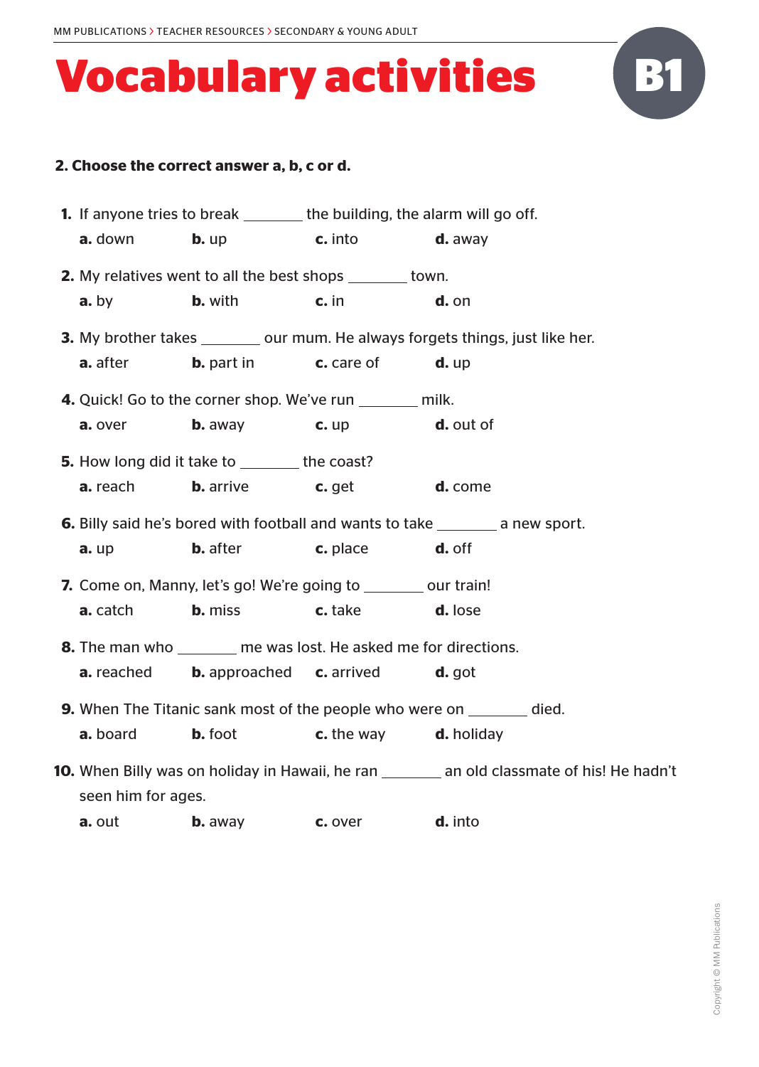# Vocabulary activities

B1

**2. Choose the correct answer a, b, c or d.**

1. If anyone tries to break ________ the building, the alarm will go off.
   **a.** down **b.** up **c.** into **d.** away

2. My relatives went to all the best shops ________ town.
   **a.** by **b.** with **c.** in **d.** on

3. My brother takes ________ our mum. He always forgets things, just like her.
   **a.** after **b.** part in **c.** care of **d.** up

4. Quick! Go to the corner shop. We've run ________ milk.
   **a.** over **b.** away **c.** up **d.** out of

5. How long did it take to ________ the coast?
   **a.** reach **b.** arrive **c.** get **d.** come

6. Billy said he's bored with football and wants to take ________ a new sport.
   **a.** up **b.** after **c.** place **d.** off

7. Come on, Manny, let's go! We're going to ________ our train!
   **a.** catch **b.** miss **c.** take **d.** lose

8. The man who ________ me was lost. He asked me for directions.
   **a.** reached **b.** approached **c.** arrived **d.** got

9. When The Titanic sank most of the people who were on ________ died.
   **a.** board **b.** foot **c.** the way **d.** holiday

10. When Billy was on holiday in Hawaii, he ran ________ an old classmate of his! He hadn't seen him for ages.
    **a.** out **b.** away **c.** over **d.** into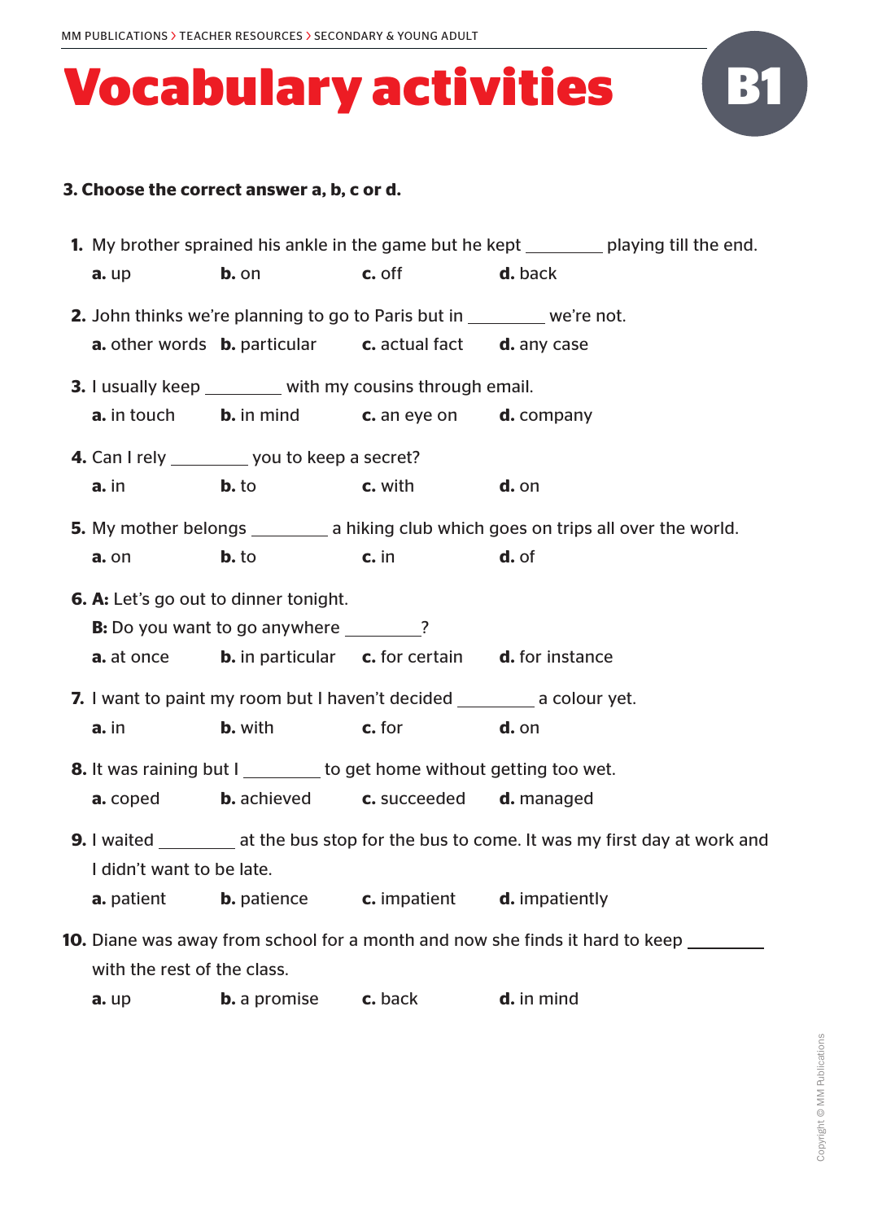# Vocabulary activities

B1

**3. Choose the correct answer a, b, c or d.**

1. My brother sprained his ankle in the game but he kept _________ playing till the end.
   **a.** up  **b.** on  **c.** off  **d.** back

2. John thinks we're planning to go to Paris but in _________ we're not.
   **a.** other words  **b.** particular  **c.** actual fact  **d.** any case

3. I usually keep _________ with my cousins through email.
   **a.** in touch  **b.** in mind  **c.** an eye on  **d.** company

4. Can I rely _________ you to keep a secret?
   **a.** in  **b.** to  **c.** with  **d.** on

5. My mother belongs _________ a hiking club which goes on trips all over the world.
   **a.** on  **b.** to  **c.** in  **d.** of

6. **A:** Let's go out to dinner tonight.
   **B:** Do you want to go anywhere _________?
   **a.** at once  **b.** in particular  **c.** for certain  **d.** for instance

7. I want to paint my room but I haven't decided _________ a colour yet.
   **a.** in  **b.** with  **c.** for  **d.** on

8. It was raining but I _________ to get home without getting too wet.
   **a.** coped  **b.** achieved  **c.** succeeded  **d.** managed

9. I waited _________ at the bus stop for the bus to come. It was my first day at work and I didn't want to be late.
   **a.** patient  **b.** patience  **c.** impatient  **d.** impatiently

10. Diane was away from school for a month and now she finds it hard to keep _________ with the rest of the class.
    **a.** up  **b.** a promise  **c.** back  **d.** in mind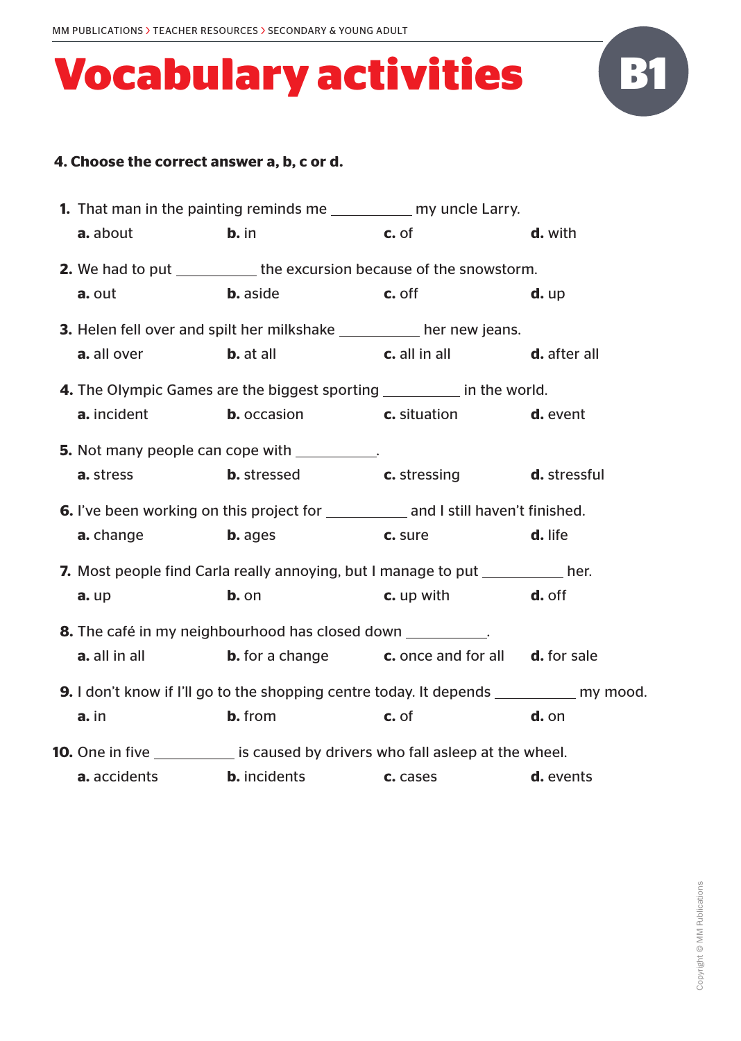# Vocabulary activities

B1

**4. Choose the correct answer a, b, c or d.**

**1.** That man in the painting reminds me __________ my uncle Larry.

**a.** about **b.** in **c.** of **d.** with

**2.** We had to put __________ the excursion because of the snowstorm.

**a.** out **b.** aside **c.** off **d.** up

**3.** Helen fell over and spilt her milkshake __________ her new jeans.

**a.** all over **b.** at all **c.** all in all **d.** after all

**4.** The Olympic Games are the biggest sporting __________ in the world.

**a.** incident **b.** occasion **c.** situation **d.** event

**5.** Not many people can cope with __________.

**a.** stress **b.** stressed **c.** stressing **d.** stressful

**6.** I've been working on this project for __________ and I still haven't finished.

**a.** change **b.** ages **c.** sure **d.** life

**7.** Most people find Carla really annoying, but I manage to put __________ her.

**a.** up **b.** on **c.** up with **d.** off

**8.** The café in my neighbourhood has closed down __________.

**a.** all in all **b.** for a change **c.** once and for all **d.** for sale

**9.** I don't know if I'll go to the shopping centre today. It depends __________ my mood.

**a.** in **b.** from **c.** of **d.** on

**10.** One in five __________ is caused by drivers who fall asleep at the wheel.

**a.** accidents **b.** incidents **c.** cases **d.** events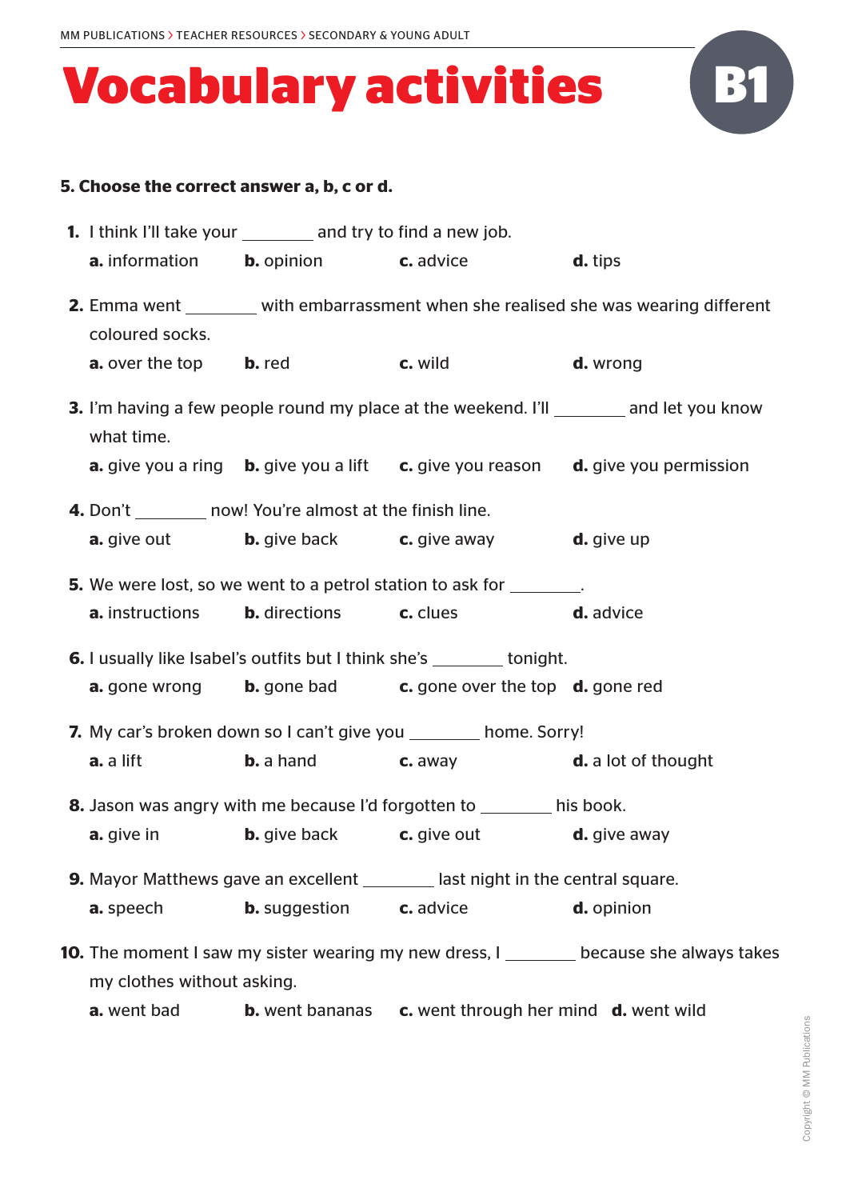# Vocabulary activities

B1

**5. Choose the correct answer a, b, c or d.**

**1.** I think I'll take your ________ and try to find a new job.
**a.** information **b.** opinion **c.** advice **d.** tips

**2.** Emma went ________ with embarrassment when she realised she was wearing different coloured socks.
**a.** over the top **b.** red **c.** wild **d.** wrong

**3.** I'm having a few people round my place at the weekend. I'll ________ and let you know what time.
**a.** give you a ring **b.** give you a lift **c.** give you reason **d.** give you permission

**4.** Don't ________ now! You're almost at the finish line.
**a.** give out **b.** give back **c.** give away **d.** give up

**5.** We were lost, so we went to a petrol station to ask for ________.
**a.** instructions **b.** directions **c.** clues **d.** advice

**6.** I usually like Isabel's outfits but I think she's ________ tonight.
**a.** gone wrong **b.** gone bad **c.** gone over the top **d.** gone red

**7.** My car's broken down so I can't give you ________ home. Sorry!
**a.** a lift **b.** a hand **c.** away **d.** a lot of thought

**8.** Jason was angry with me because I'd forgotten to ________ his book.
**a.** give in **b.** give back **c.** give out **d.** give away

**9.** Mayor Matthews gave an excellent ________ last night in the central square.
**a.** speech **b.** suggestion **c.** advice **d.** opinion

**10.** The moment I saw my sister wearing my new dress, I ________ because she always takes my clothes without asking.
**a.** went bad **b.** went bananas **c.** went through her mind **d.** went wild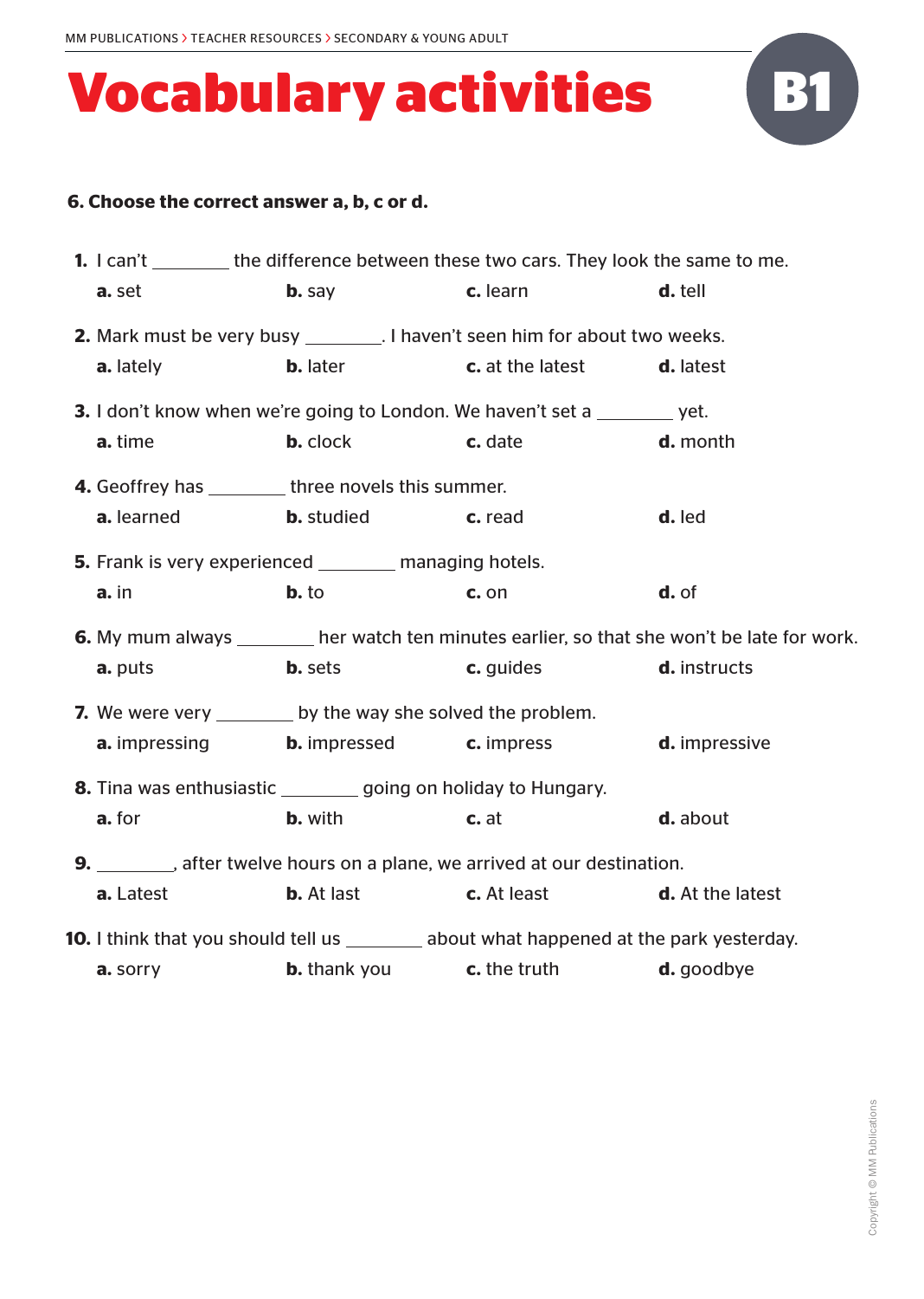# Vocabulary activities

**B1**

**6. Choose the correct answer a, b, c or d.**

**1.** I can't ________ the difference between these two cars. They look the same to me.
**a.** set **b.** say **c.** learn **d.** tell

**2.** Mark must be very busy ________. I haven't seen him for about two weeks.
**a.** lately **b.** later **c.** at the latest **d.** latest

**3.** I don't know when we're going to London. We haven't set a ________ yet.
**a.** time **b.** clock **c.** date **d.** month

**4.** Geoffrey has ________ three novels this summer.
**a.** learned **b.** studied **c.** read **d.** led

**5.** Frank is very experienced ________ managing hotels.
**a.** in **b.** to **c.** on **d.** of

**6.** My mum always ________ her watch ten minutes earlier, so that she won't be late for work.
**a.** puts **b.** sets **c.** guides **d.** instructs

**7.** We were very ________ by the way she solved the problem.
**a.** impressing **b.** impressed **c.** impress **d.** impressive

**8.** Tina was enthusiastic ________ going on holiday to Hungary.
**a.** for **b.** with **c.** at **d.** about

**9.** ________, after twelve hours on a plane, we arrived at our destination.
**a.** Latest **b.** At last **c.** At least **d.** At the latest

**10.** I think that you should tell us ________ about what happened at the park yesterday.
**a.** sorry **b.** thank you **c.** the truth **d.** goodbye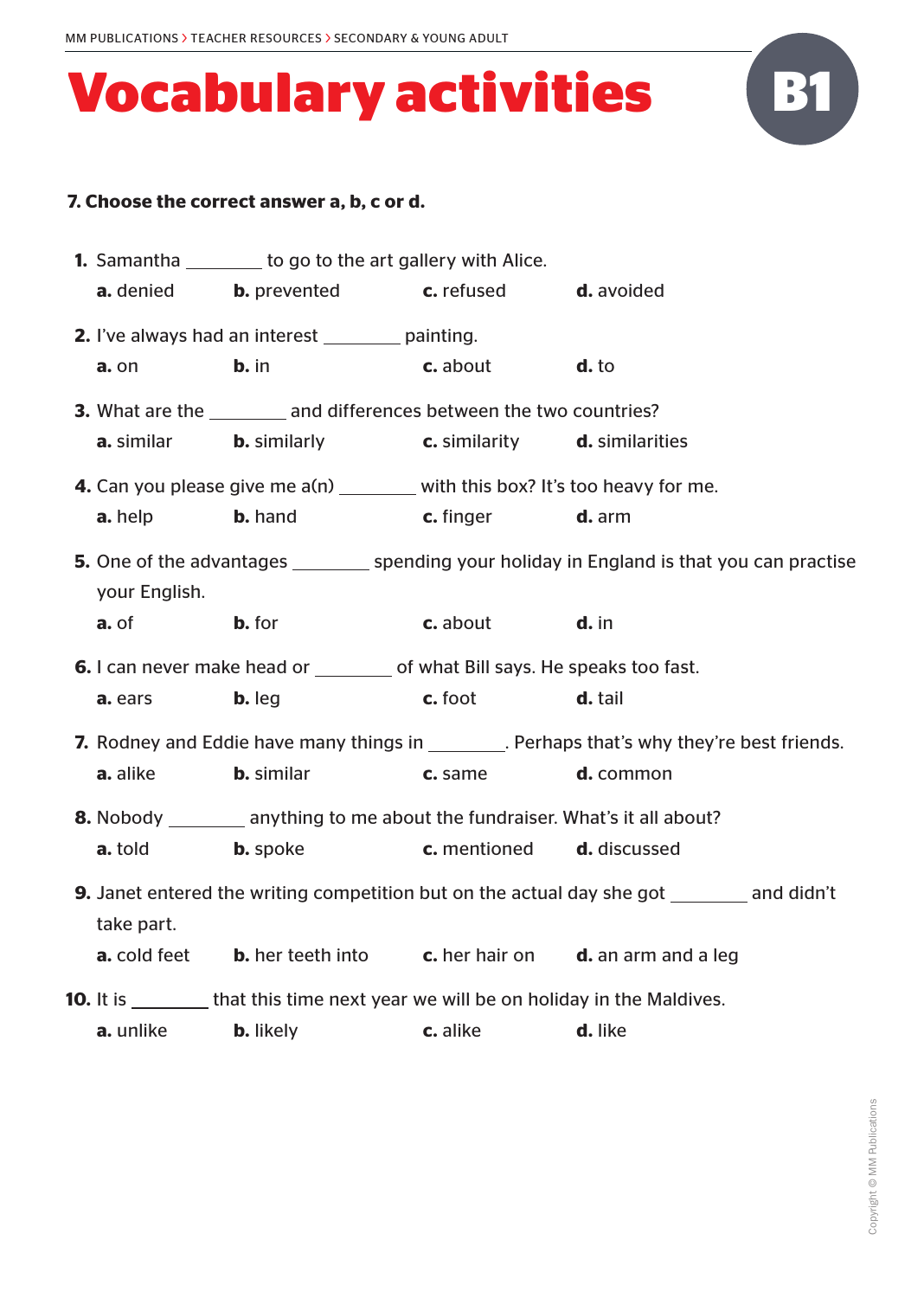# Vocabulary activities

B1

**7. Choose the correct answer a, b, c or d.**

**1.** Samantha ________ to go to the art gallery with Alice.

**a.** denied **b.** prevented **c.** refused **d.** avoided

**2.** I've always had an interest ________ painting.

**a.** on **b.** in **c.** about **d.** to

**3.** What are the ________ and differences between the two countries?

**a.** similar **b.** similarly **c.** similarity **d.** similarities

**4.** Can you please give me a(n) ________ with this box? It's too heavy for me.

**a.** help **b.** hand **c.** finger **d.** arm

**5.** One of the advantages ________ spending your holiday in England is that you can practise your English.

**a.** of **b.** for **c.** about **d.** in

**6.** I can never make head or ________ of what Bill says. He speaks too fast.

**a.** ears **b.** leg **c.** foot **d.** tail

**7.** Rodney and Eddie have many things in ________. Perhaps that's why they're best friends.

**a.** alike **b.** similar **c.** same **d.** common

**8.** Nobody ________ anything to me about the fundraiser. What's it all about?

**a.** told **b.** spoke **c.** mentioned **d.** discussed

**9.** Janet entered the writing competition but on the actual day she got ________ and didn't take part.

**a.** cold feet **b.** her teeth into **c.** her hair on **d.** an arm and a leg

**10.** It is ________ that this time next year we will be on holiday in the Maldives.

**a.** unlike **b.** likely **c.** alike **d.** like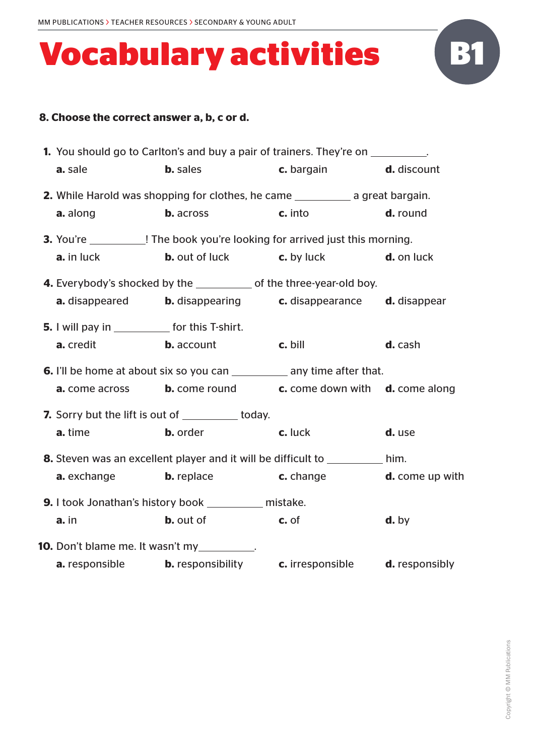# Vocabulary activities

**B1**

**8. Choose the correct answer a, b, c or d.**

**1.** You should go to Carlton's and buy a pair of trainers. They're on __________.

**a.** sale  **b.** sales  **c.** bargain  **d.** discount

**2.** While Harold was shopping for clothes, he came __________ a great bargain.

**a.** along  **b.** across  **c.** into  **d.** round

**3.** You're __________! The book you're looking for arrived just this morning.

**a.** in luck  **b.** out of luck  **c.** by luck  **d.** on luck

**4.** Everybody's shocked by the __________ of the three-year-old boy.

**a.** disappeared  **b.** disappearing  **c.** disappearance  **d.** disappear

**5.** I will pay in __________ for this T-shirt.

**a.** credit  **b.** account  **c.** bill  **d.** cash

**6.** I'll be home at about six so you can __________ any time after that.

**a.** come across  **b.** come round  **c.** come down with  **d.** come along

**7.** Sorry but the lift is out of __________ today.

**a.** time  **b.** order  **c.** luck  **d.** use

**8.** Steven was an excellent player and it will be difficult to __________ him.

**a.** exchange  **b.** replace  **c.** change  **d.** come up with

**9.** I took Jonathan's history book __________ mistake.

**a.** in  **b.** out of  **c.** of  **d.** by

**10.** Don't blame me. It wasn't my__________.

**a.** responsible  **b.** responsibility  **c.** irresponsible  **d.** responsibly